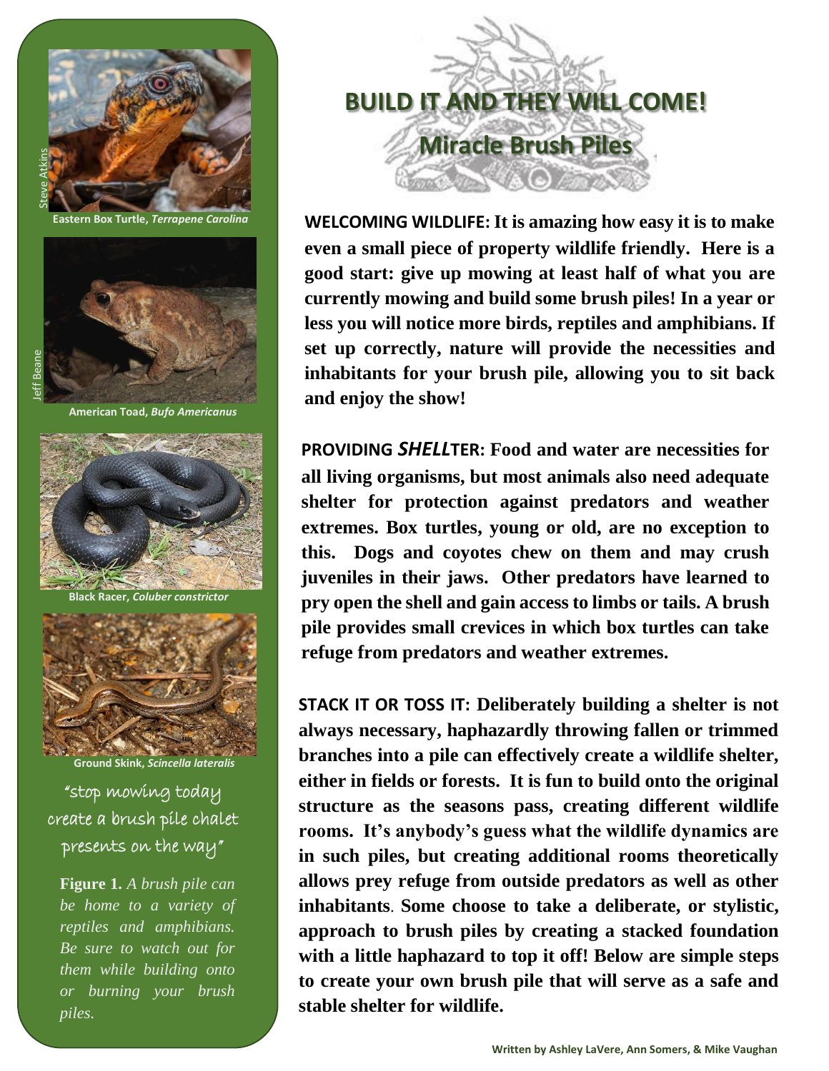# BUILD IT AND THEY WILL COME!

## Miracle Brush Piles

Steve Atkins

**Eastern Box Turtle, *Terrapene Carolina***

Jeff Beane

**American Toad, *Bufo Americanus***

**Black Racer, *Coluber constrictor***

**Ground Skink, *Scincella lateralis***

"stop mowing today
create a brush pile chalet
presents on the way"

**Figure 1.** *A brush pile can be home to a variety of reptiles and amphibians. Be sure to watch out for them while building onto or burning your brush piles.*

**WELCOMING WILDLIFE: It is amazing how easy it is to make even a small piece of property wildlife friendly. Here is a good start: give up mowing at least half of what you are currently mowing and build some brush piles! In a year or less you will notice more birds, reptiles and amphibians. If set up correctly, nature will provide the necessities and inhabitants for your brush pile, allowing you to sit back and enjoy the show!**

**PROVIDING *SHELL*TER: Food and water are necessities for all living organisms, but most animals also need adequate shelter for protection against predators and weather extremes. Box turtles, young or old, are no exception to this. Dogs and coyotes chew on them and may crush juveniles in their jaws. Other predators have learned to pry open the shell and gain access to limbs or tails. A brush pile provides small crevices in which box turtles can take refuge from predators and weather extremes.**

**STACK IT OR TOSS IT: Deliberately building a shelter is not always necessary, haphazardly throwing fallen or trimmed branches into a pile can effectively create a wildlife shelter, either in fields or forests. It is fun to build onto the original structure as the seasons pass, creating different wildlife rooms. It's anybody's guess what the wildlife dynamics are in such piles, but creating additional rooms theoretically allows prey refuge from outside predators as well as other inhabitants. Some choose to take a deliberate, or stylistic, approach to brush piles by creating a stacked foundation with a little haphazard to top it off! Below are simple steps to create your own brush pile that will serve as a safe and stable shelter for wildlife.**

**Written by Ashley LaVere, Ann Somers, & Mike Vaughan**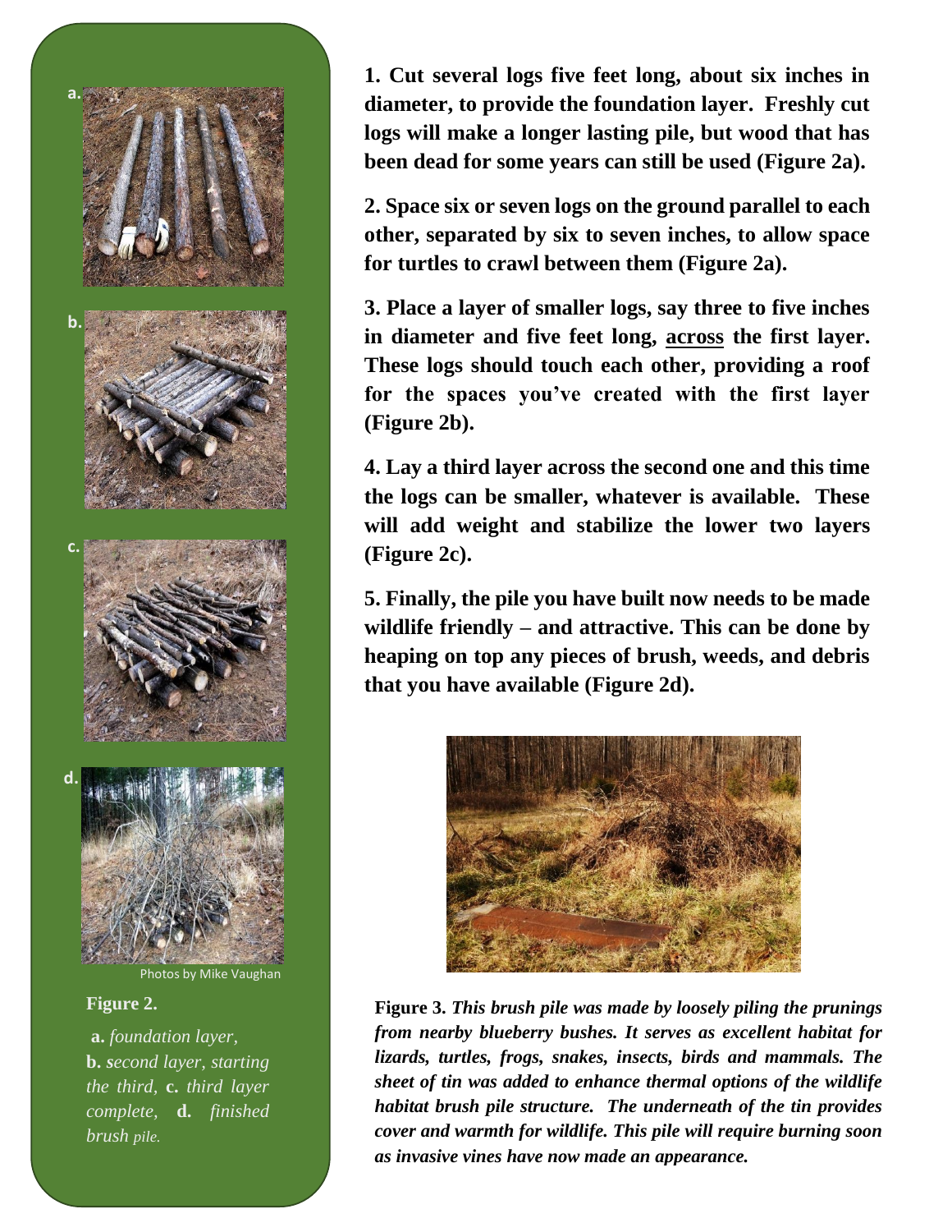a.

b.

c.

d.

Photos by Mike Vaughan

**Figure 2.**

**a.** *foundation layer,* **b.** *second layer, starting the third,* **c.** *third layer complete,* **d.** *finished brush pile.*

**1. Cut several logs five feet long, about six inches in diameter, to provide the foundation layer. Freshly cut logs will make a longer lasting pile, but wood that has been dead for some years can still be used (Figure 2a).**

**2. Space six or seven logs on the ground parallel to each other, separated by six to seven inches, to allow space for turtles to crawl between them (Figure 2a).**

**3. Place a layer of smaller logs, say three to five inches in diameter and five feet long, <u>across</u> the first layer. These logs should touch each other, providing a roof for the spaces you've created with the first layer (Figure 2b).**

**4. Lay a third layer across the second one and this time the logs can be smaller, whatever is available. These will add weight and stabilize the lower two layers (Figure 2c).**

**5. Finally, the pile you have built now needs to be made wildlife friendly – and attractive. This can be done by heaping on top any pieces of brush, weeds, and debris that you have available (Figure 2d).**

**Figure 3.** ***This brush pile was made by loosely piling the prunings from nearby blueberry bushes. It serves as excellent habitat for lizards, turtles, frogs, snakes, insects, birds and mammals. The sheet of tin was added to enhance thermal options of the wildlife habitat brush pile structure. The underneath of the tin provides cover and warmth for wildlife. This pile will require burning soon as invasive vines have now made an appearance.***